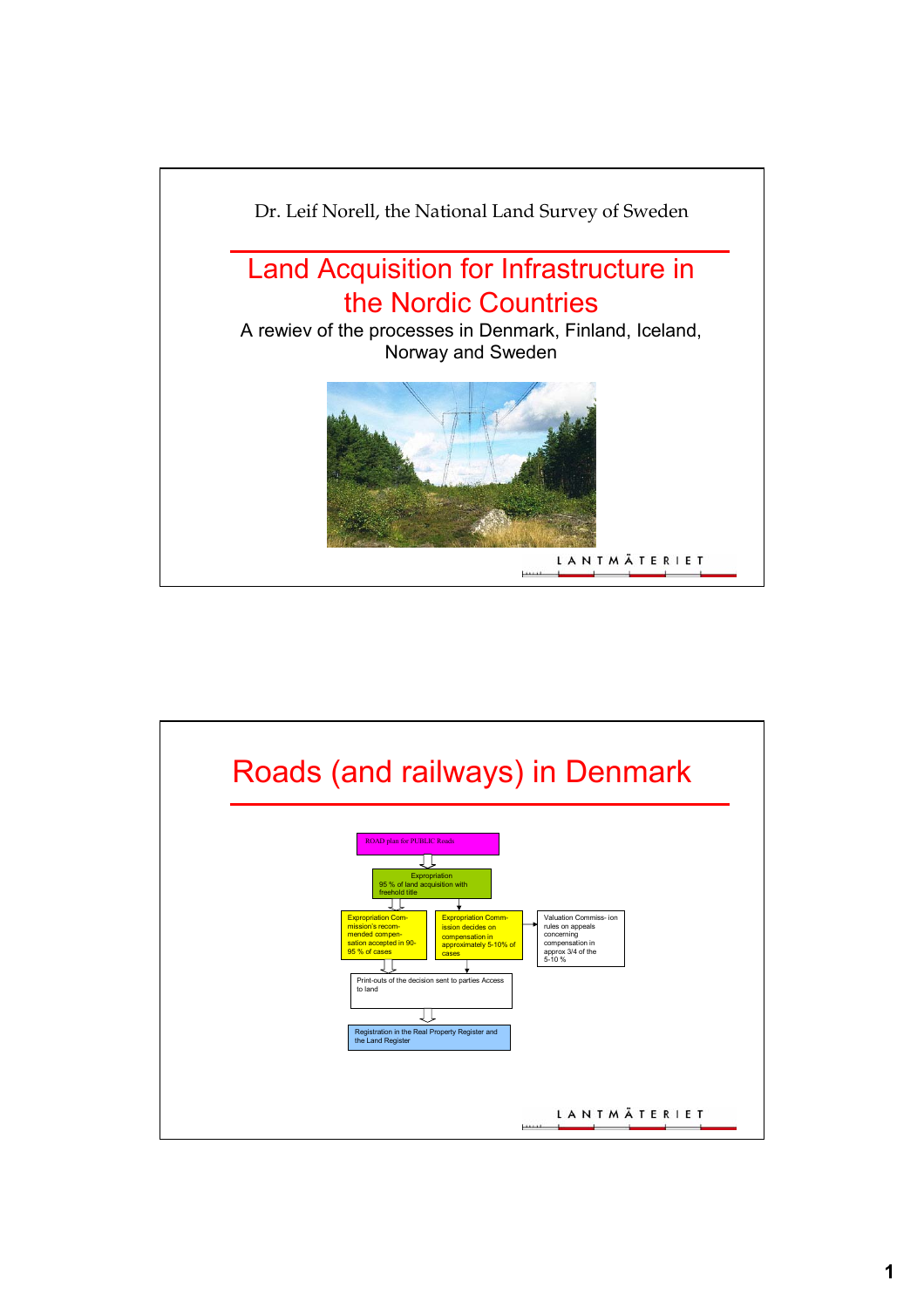Dr. Leif Norell, the National Land Survey of Sweden

# Land Acquisition for Infrastructure in the Nordic Countries

A rewiev of the processes in Denmark, Finland, Iceland, Norway and Sweden

LANTMÄTERIET

# Roads (and railways) in Denmark

ROAD plan for PUBLIC Roads

Expropriation
95 % of land acquisition with freehold title

Expropriation Commission's recommended compensation accepted in 90-95 % of cases

Expropriation Commission decides on compensation in approximately 5-10% of cases

Valuation Commission rules on appeals concerning compensation in approx 3/4 of the 5-10 %

Print-outs of the decision sent to parties Access to land

Registration in the Real Property Register and the Land Register

LANTMÄTERIET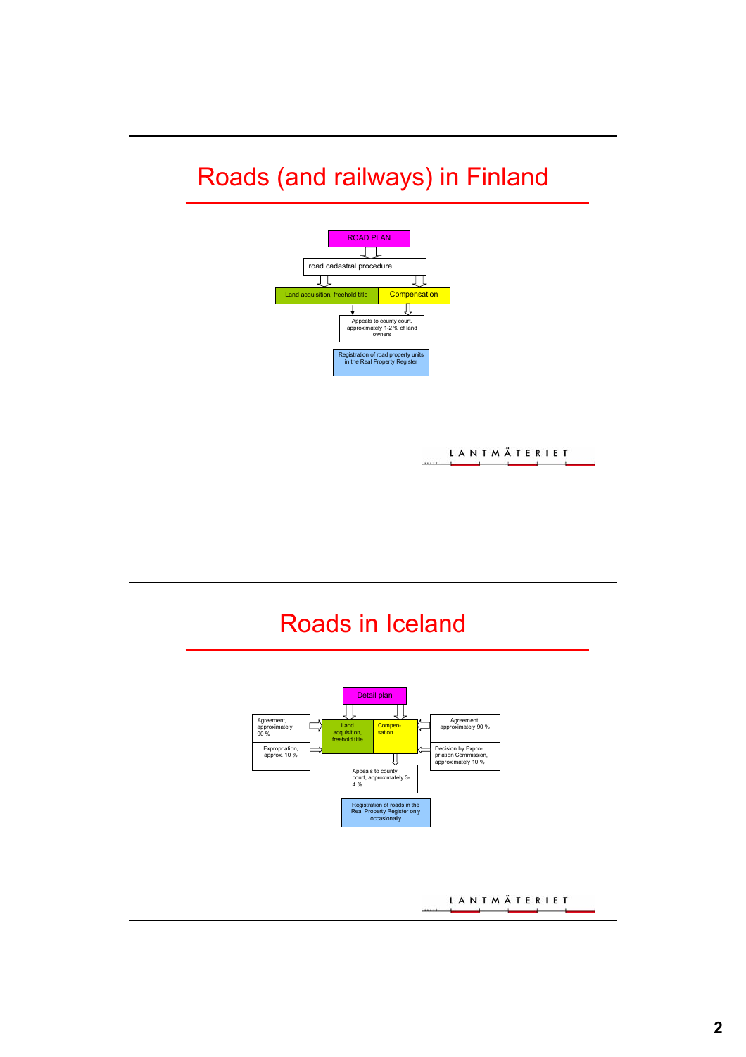# Roads (and railways) in Finland

ROAD PLAN

road cadastral procedure

Land acquisition, freehold title

Compensation

Appeals to county court, approximately 1-2 % of land owners

Registration of road property units in the Real Property Register

LANTMÄTERIET

# Roads in Iceland

Detail plan

Agreement, approximately 90 %

Expropriation, approx. 10 %

Land acquisition, freehold title

Compen-sation

Agreement, approximately 90 %

Decision by Expro-priation Commission, approximately 10 %

Appeals to county court, approximately 3-4 %

Registration of roads in the Real Property Register only occasionally

LANTMÄTERIET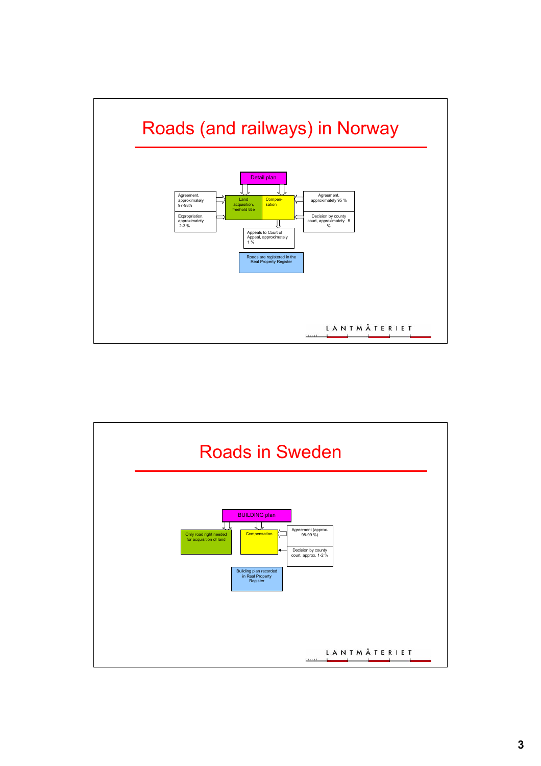# Roads (and railways) in Norway

Detail plan

Agreement, approximately 97-98%

Expropriation, approximately 2-3 %

Land acquisition, freehold title

Compen-sation

Agreement, approximately 95 %

Decision by county court, approximately 5 %

Appeals to Court of Appeal, approximately 1 %

Roads are registered in the Real Property Register

LANTMÄTERIET

# Roads in Sweden

BUILDING plan

Only road right needed for acquisition of land

Compensation

Agreement (approx. 98-99 %)

Decision by county court, approx. 1-2 %

Building plan recorded in Real Property Register

LANTMÄTERIET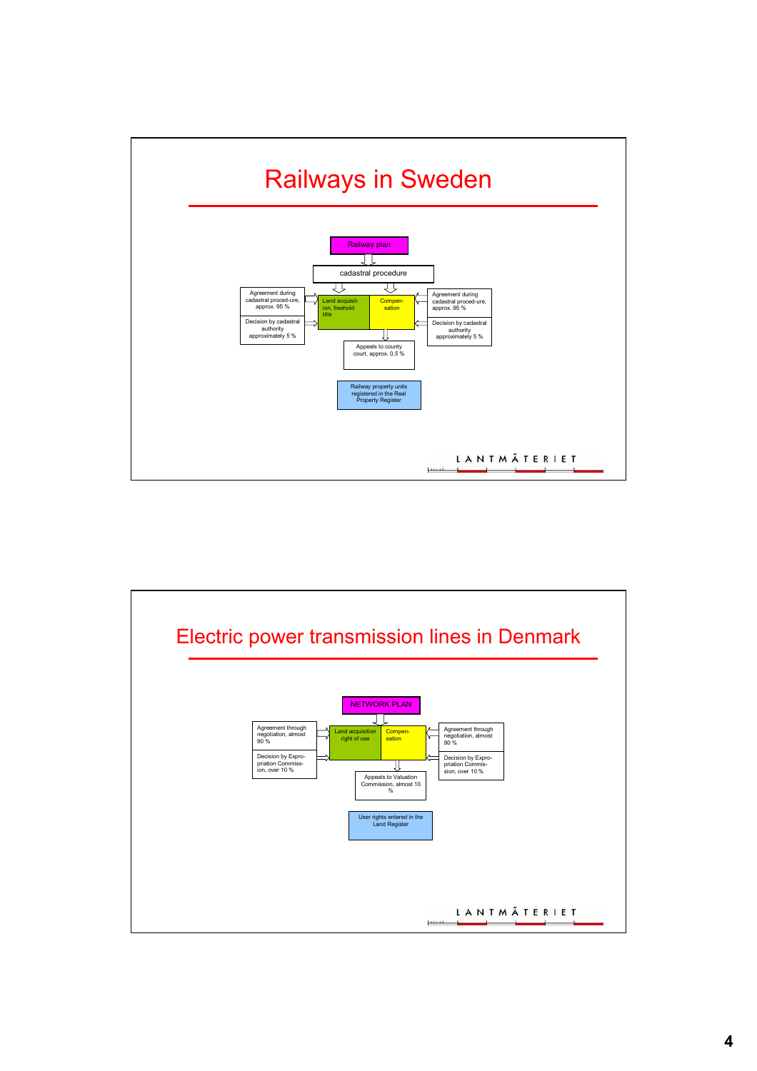# Railways in Sweden

Railway plan

cadastral procedure

Agreement during cadastral proced-ure, approx. 95 %

Decision by cadastral authority approximately 5 %

Land acquisit-ion, freehold title

Compen-sation

Agreement during cadastral proced-ure, approx. 95 %

Decision by cadastral authority approximately 5 %

Appeals to county court, approx. 0,5 %

Railway property units registered in the Real Property Register

LANTMÄTERIET

# Electric power transmission lines in Denmark

NETWORK PLAN

Agreement through negotiation, almost 90 %

Decision by Expro-priation Commiss-ion, over 10 %

Land acquisition right of use

Compen-sation

Agreement through negotiation, almost 90 %

Decision by Expro-priation Commis-sion, over 10 %

Appeals to Valuation Commission, almost 10 %

User rights entered in the Land Register

LANTMÄTERIET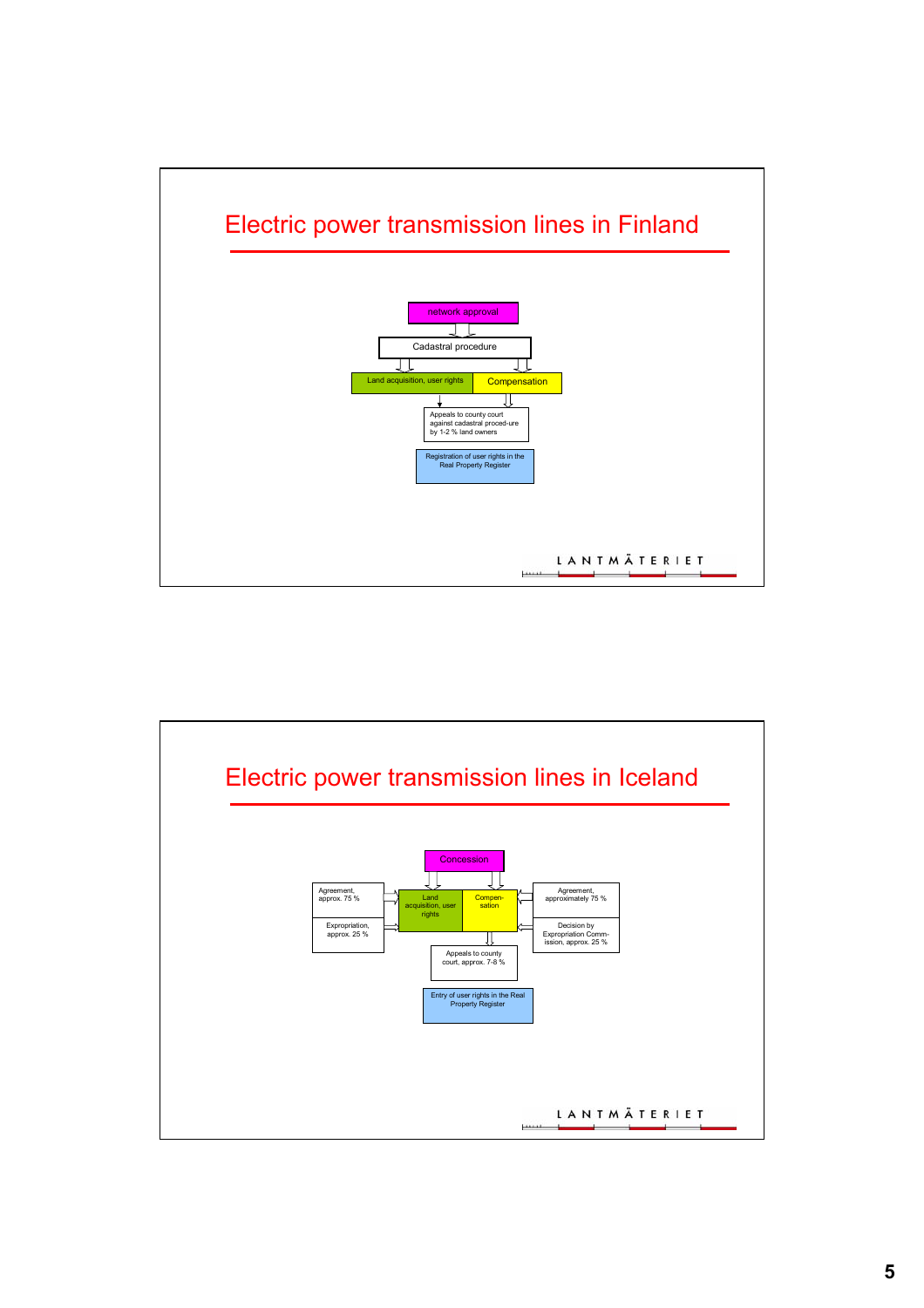# Electric power transmission lines in Finland

network approval

Cadastral procedure

Land acquisition, user rights

Compensation

Appeals to county court against cadastral proced-ure by 1-2 % land owners

Registration of user rights in the Real Property Register

# Electric power transmission lines in Iceland

Concession

Agreement, approx. 75 %

Expropriation, approx. 25 %

Land acquisition, user rights

Compen-sation

Agreement, approximately 75 %

Decision by Expropriation Comm-ission, approx. 25 %

Appeals to county court, approx. 7-8 %

Entry of user rights in the Real Property Register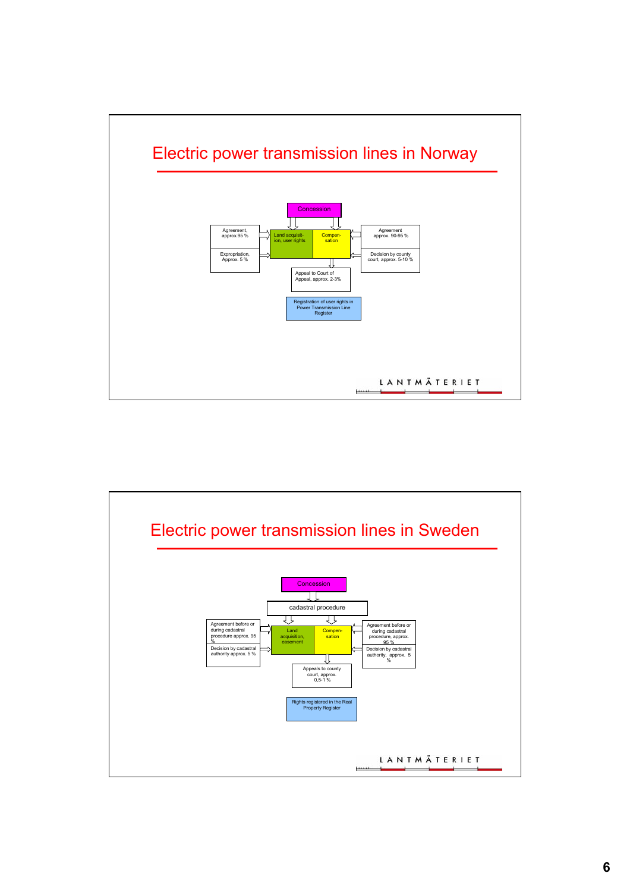# Electric power transmission lines in Norway

Concession

Agreement, approx.95 %

Expropriation, Approx. 5 %

Land acquisit-ion, user rights

Compen-sation

Agreement approx. 90-95 %

Decision by county court, approx. 5-10 %

Appeal to Court of Appeal, approx. 2-3%

Registration of user rights in Power Transmission Line Register

LANTMÄTERIET

# Electric power transmission lines in Sweden

Concession

cadastral procedure

Agreement before or during cadastral procedure approx. 95 %

Decision by cadastral authority approx. 5 %

Land acquisition, easement

Compen-sation

Agreement before or during cadastral procedure, approx. 95 %

Decision by cadastral authority, approx. 5 %

Appeals to county court, approx. 0,5-1 %

Rights registered in the Real Property Register

LANTMÄTERIET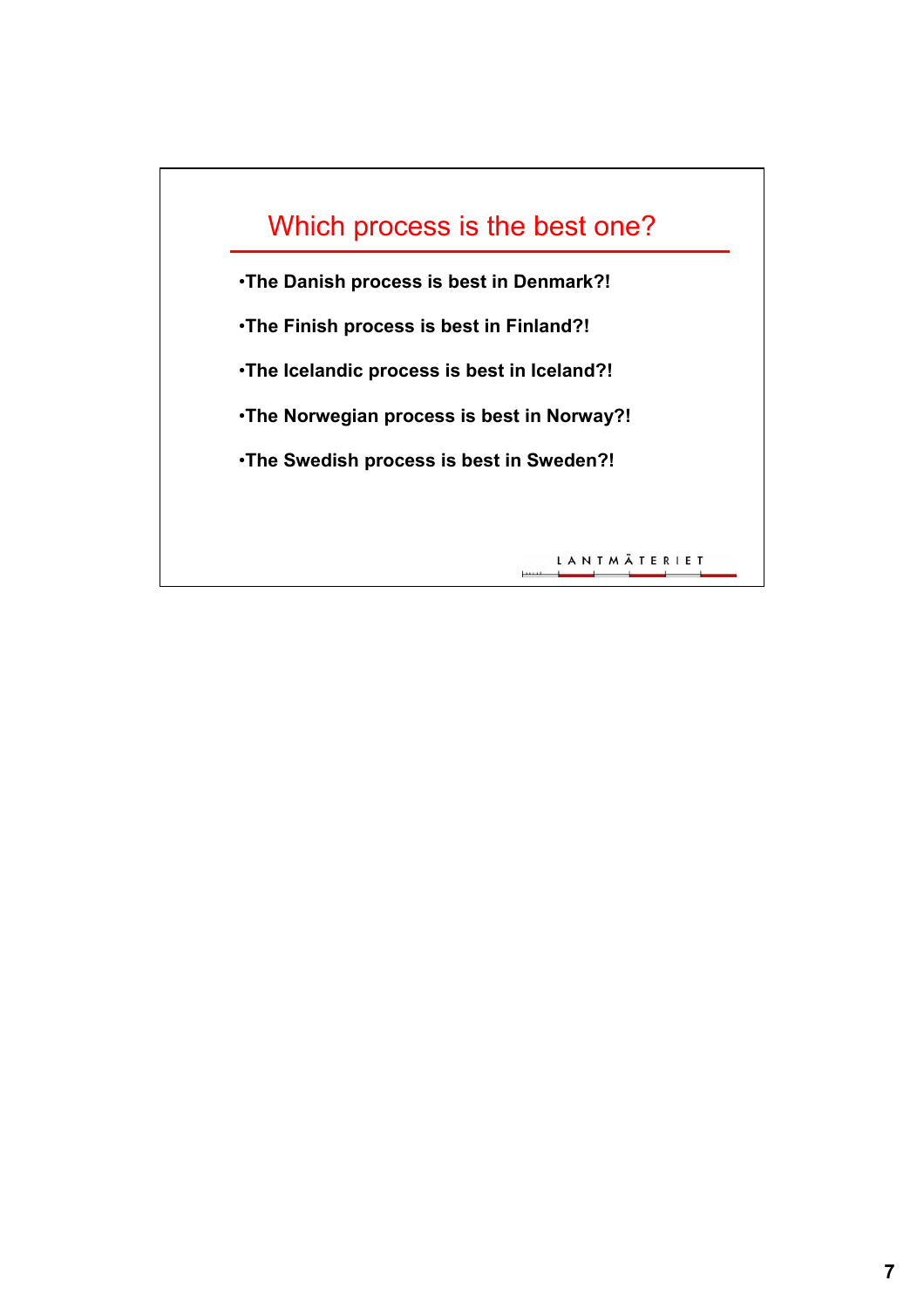# Which process is the best one?

- The Danish process is best in Denmark?!
- The Finish process is best in Finland?!
- The Icelandic process is best in Iceland?!
- The Norwegian process is best in Norway?!
- The Swedish process is best in Sweden?!

LANTMÄTERIET